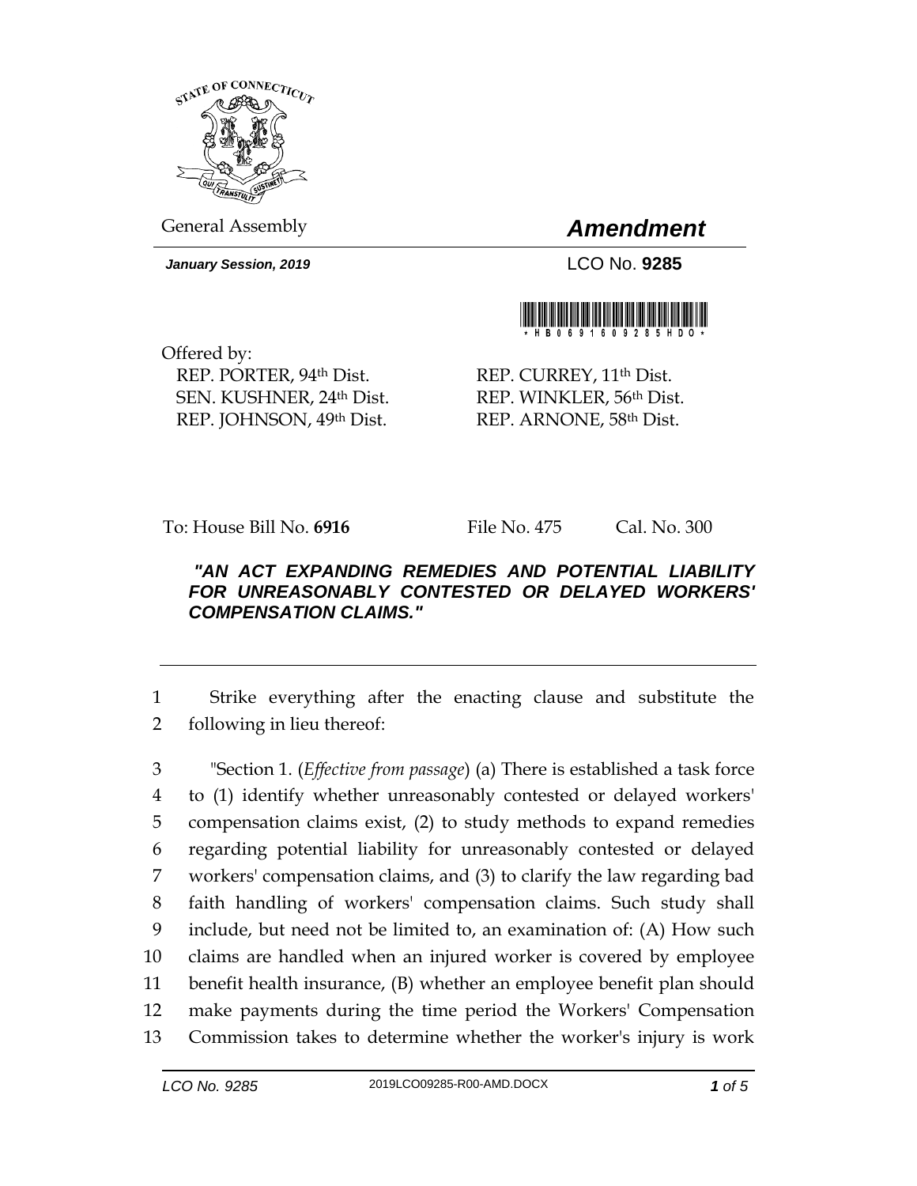General Assembly

# *Amendment*

***January Session, 2019***

LCO No. **9285**

Offered by:

REP. PORTER, 94th Dist.
SEN. KUSHNER, 24th Dist.
REP. JOHNSON, 49th Dist.
REP. CURREY, 11th Dist.
REP. WINKLER, 56th Dist.
REP. ARNONE, 58th Dist.

To: House Bill No. **6916** File No. 475 Cal. No. 300

***"AN ACT EXPANDING REMEDIES AND POTENTIAL LIABILITY FOR UNREASONABLY CONTESTED OR DELAYED WORKERS' COMPENSATION CLAIMS."***

---

1 Strike everything after the enacting clause and substitute the
2 following in lieu thereof:

3 "Section 1. (*Effective from passage*) (a) There is established a task force
4 to (1) identify whether unreasonably contested or delayed workers'
5 compensation claims exist, (2) to study methods to expand remedies
6 regarding potential liability for unreasonably contested or delayed
7 workers' compensation claims, and (3) to clarify the law regarding bad
8 faith handling of workers' compensation claims. Such study shall
9 include, but need not be limited to, an examination of: (A) How such
10 claims are handled when an injured worker is covered by employee
11 benefit health insurance, (B) whether an employee benefit plan should
12 make payments during the time period the Workers' Compensation
13 Commission takes to determine whether the worker's injury is work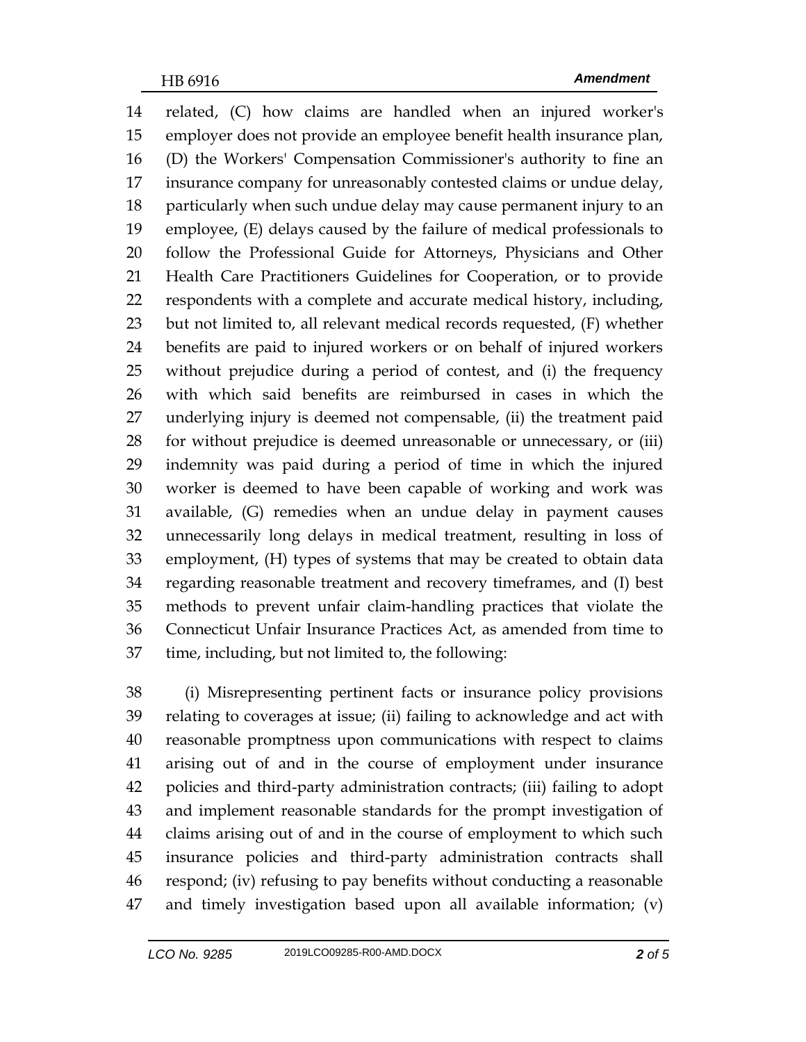related, (C) how claims are handled when an injured worker's employer does not provide an employee benefit health insurance plan, (D) the Workers' Compensation Commissioner's authority to fine an insurance company for unreasonably contested claims or undue delay, particularly when such undue delay may cause permanent injury to an employee, (E) delays caused by the failure of medical professionals to follow the Professional Guide for Attorneys, Physicians and Other Health Care Practitioners Guidelines for Cooperation, or to provide respondents with a complete and accurate medical history, including, but not limited to, all relevant medical records requested, (F) whether benefits are paid to injured workers or on behalf of injured workers without prejudice during a period of contest, and (i) the frequency with which said benefits are reimbursed in cases in which the underlying injury is deemed not compensable, (ii) the treatment paid for without prejudice is deemed unreasonable or unnecessary, or (iii) indemnity was paid during a period of time in which the injured worker is deemed to have been capable of working and work was available, (G) remedies when an undue delay in payment causes unnecessarily long delays in medical treatment, resulting in loss of employment, (H) types of systems that may be created to obtain data regarding reasonable treatment and recovery timeframes, and (I) best methods to prevent unfair claim-handling practices that violate the Connecticut Unfair Insurance Practices Act, as amended from time to time, including, but not limited to, the following:

(i) Misrepresenting pertinent facts or insurance policy provisions relating to coverages at issue; (ii) failing to acknowledge and act with reasonable promptness upon communications with respect to claims arising out of and in the course of employment under insurance policies and third-party administration contracts; (iii) failing to adopt and implement reasonable standards for the prompt investigation of claims arising out of and in the course of employment to which such insurance policies and third-party administration contracts shall respond; (iv) refusing to pay benefits without conducting a reasonable and timely investigation based upon all available information; (v)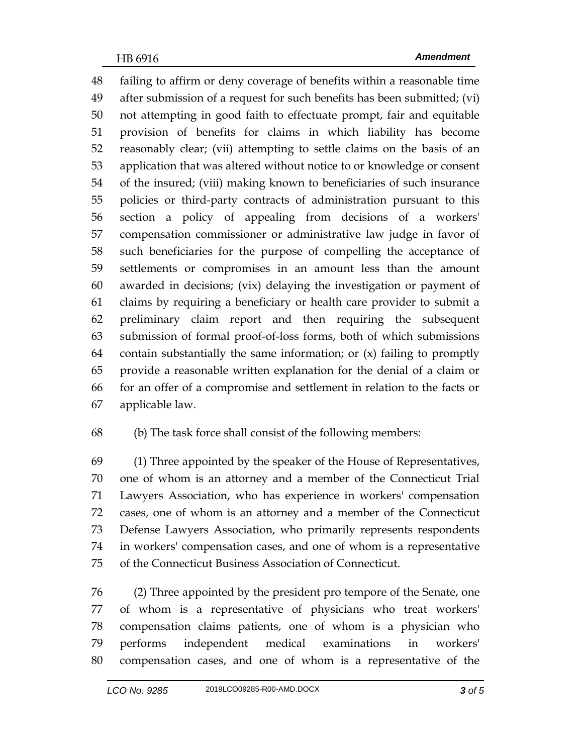failing to affirm or deny coverage of benefits within a reasonable time after submission of a request for such benefits has been submitted; (vi) not attempting in good faith to effectuate prompt, fair and equitable provision of benefits for claims in which liability has become reasonably clear; (vii) attempting to settle claims on the basis of an application that was altered without notice to or knowledge or consent of the insured; (viii) making known to beneficiaries of such insurance policies or third-party contracts of administration pursuant to this section a policy of appealing from decisions of a workers' compensation commissioner or administrative law judge in favor of such beneficiaries for the purpose of compelling the acceptance of settlements or compromises in an amount less than the amount awarded in decisions; (vix) delaying the investigation or payment of claims by requiring a beneficiary or health care provider to submit a preliminary claim report and then requiring the subsequent submission of formal proof-of-loss forms, both of which submissions contain substantially the same information; or (x) failing to promptly provide a reasonable written explanation for the denial of a claim or for an offer of a compromise and settlement in relation to the facts or applicable law.

(b) The task force shall consist of the following members:

(1) Three appointed by the speaker of the House of Representatives, one of whom is an attorney and a member of the Connecticut Trial Lawyers Association, who has experience in workers' compensation cases, one of whom is an attorney and a member of the Connecticut Defense Lawyers Association, who primarily represents respondents in workers' compensation cases, and one of whom is a representative of the Connecticut Business Association of Connecticut.

(2) Three appointed by the president pro tempore of the Senate, one of whom is a representative of physicians who treat workers' compensation claims patients, one of whom is a physician who performs independent medical examinations in workers' compensation cases, and one of whom is a representative of the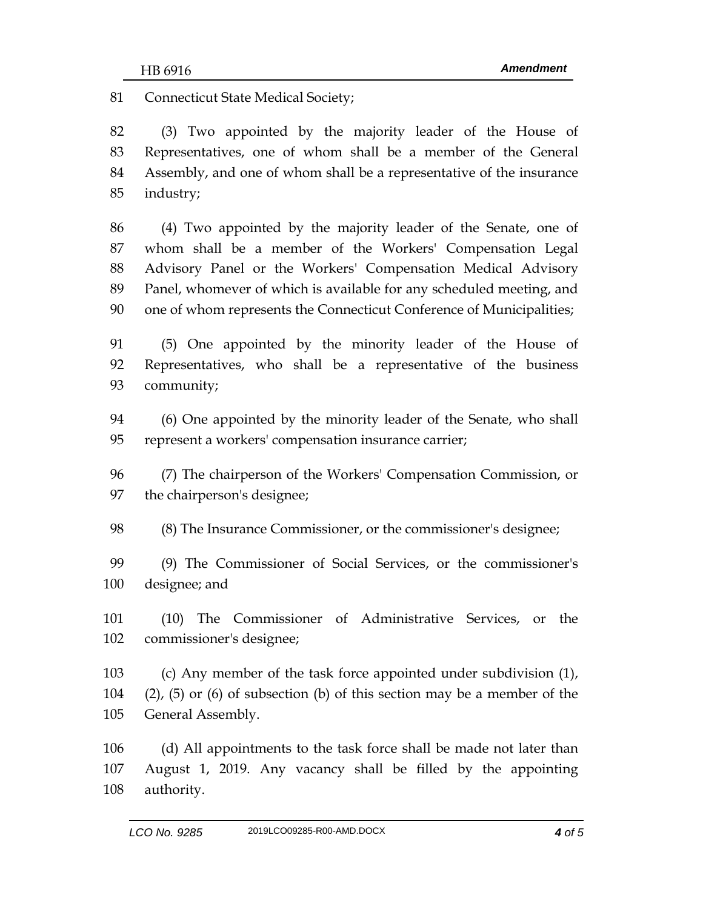Connecticut State Medical Society;

(3) Two appointed by the majority leader of the House of Representatives, one of whom shall be a member of the General Assembly, and one of whom shall be a representative of the insurance industry;

(4) Two appointed by the majority leader of the Senate, one of whom shall be a member of the Workers' Compensation Legal Advisory Panel or the Workers' Compensation Medical Advisory Panel, whomever of which is available for any scheduled meeting, and one of whom represents the Connecticut Conference of Municipalities;

(5) One appointed by the minority leader of the House of Representatives, who shall be a representative of the business community;

(6) One appointed by the minority leader of the Senate, who shall represent a workers' compensation insurance carrier;

(7) The chairperson of the Workers' Compensation Commission, or the chairperson's designee;

(8) The Insurance Commissioner, or the commissioner's designee;

(9) The Commissioner of Social Services, or the commissioner's designee; and

(10) The Commissioner of Administrative Services, or the commissioner's designee;

(c) Any member of the task force appointed under subdivision (1), (2), (5) or (6) of subsection (b) of this section may be a member of the General Assembly.

(d) All appointments to the task force shall be made not later than August 1, 2019. Any vacancy shall be filled by the appointing authority.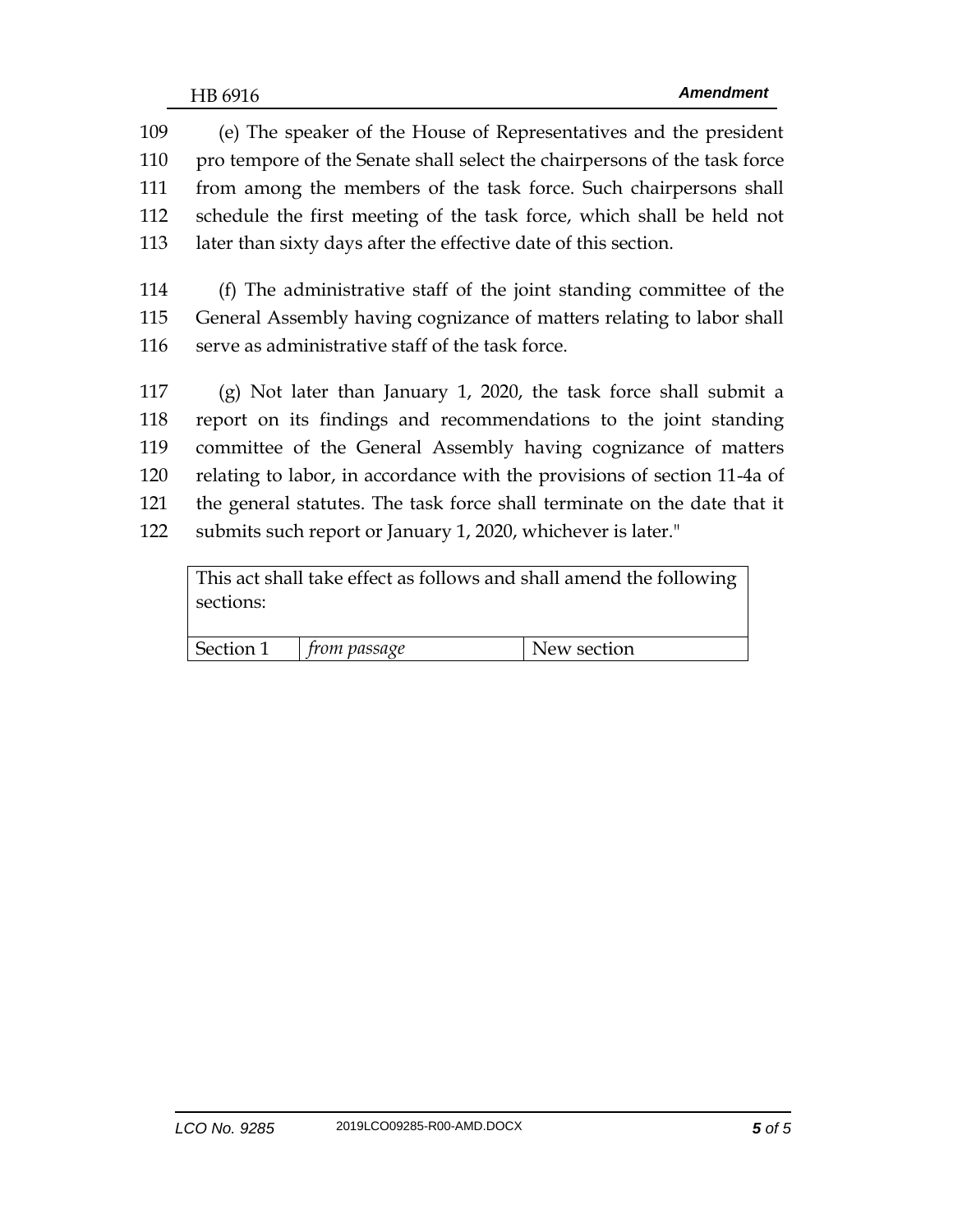109 (e) The speaker of the House of Representatives and the president
110 pro tempore of the Senate shall select the chairpersons of the task force
111 from among the members of the task force. Such chairpersons shall
112 schedule the first meeting of the task force, which shall be held not
113 later than sixty days after the effective date of this section.

114 (f) The administrative staff of the joint standing committee of the
115 General Assembly having cognizance of matters relating to labor shall
116 serve as administrative staff of the task force.

117 (g) Not later than January 1, 2020, the task force shall submit a
118 report on its findings and recommendations to the joint standing
119 committee of the General Assembly having cognizance of matters
120 relating to labor, in accordance with the provisions of section 11-4a of
121 the general statutes. The task force shall terminate on the date that it
122 submits such report or January 1, 2020, whichever is later."

| This act shall take effect as follows and shall amend the following sections: | | |
|---|---|---|
| Section 1 | *from passage* | New section |